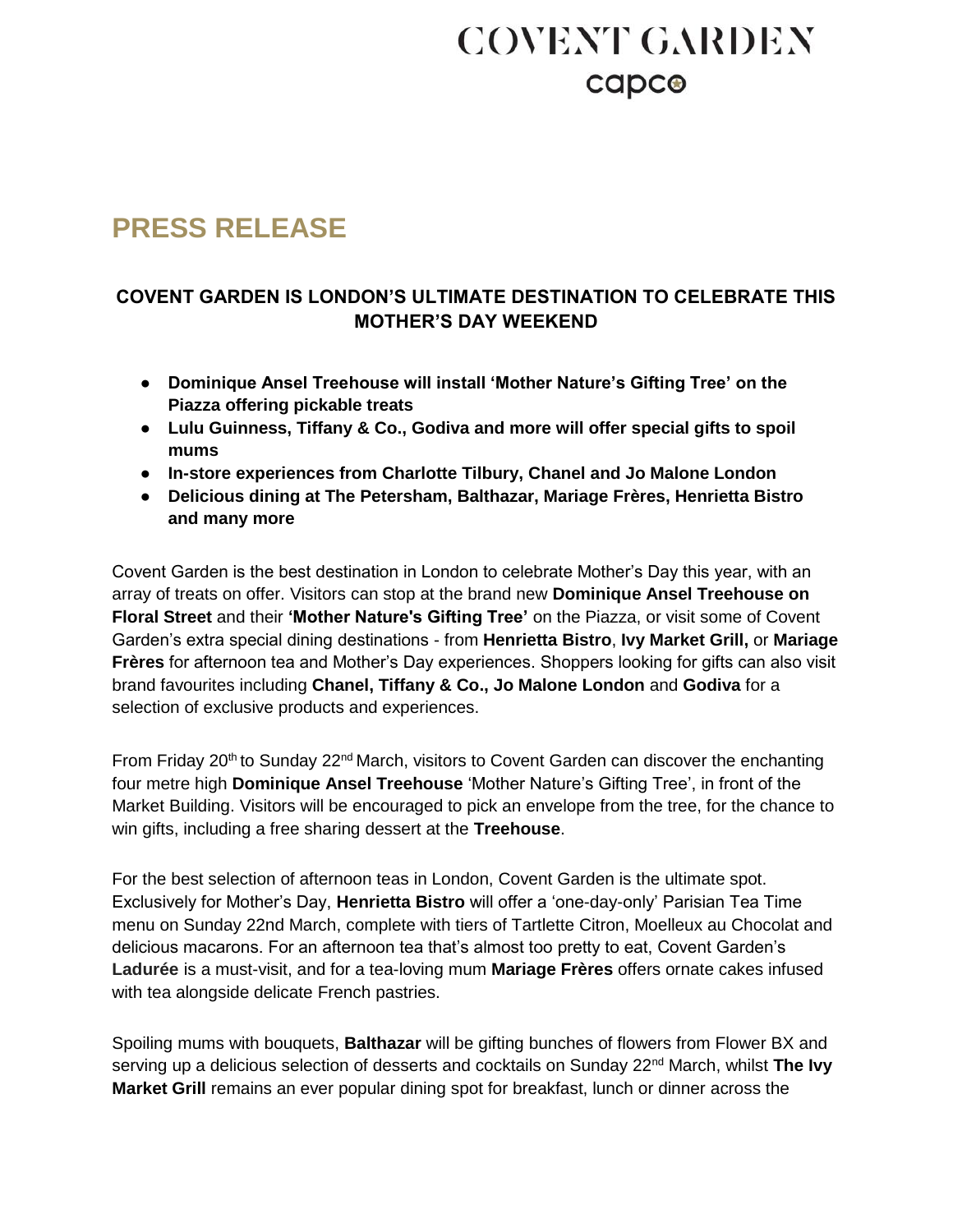# COVENT GARDEN
capco

## PRESS RELEASE

### COVENT GARDEN IS LONDON'S ULTIMATE DESTINATION TO CELEBRATE THIS MOTHER'S DAY WEEKEND

- **Dominique Ansel Treehouse will install 'Mother Nature's Gifting Tree' on the Piazza offering pickable treats**
- **Lulu Guinness, Tiffany & Co., Godiva and more will offer special gifts to spoil mums**
- **In-store experiences from Charlotte Tilbury, Chanel and Jo Malone London**
- **Delicious dining at The Petersham, Balthazar, Mariage Frères, Henrietta Bistro and many more**

Covent Garden is the best destination in London to celebrate Mother's Day this year, with an array of treats on offer. Visitors can stop at the brand new **Dominique Ansel Treehouse on Floral Street** and their **'Mother Nature's Gifting Tree'** on the Piazza, or visit some of Covent Garden's extra special dining destinations - from **Henrietta Bistro**, **Ivy Market Grill,** or **Mariage Frères** for afternoon tea and Mother's Day experiences. Shoppers looking for gifts can also visit brand favourites including **Chanel, Tiffany & Co., Jo Malone London** and **Godiva** for a selection of exclusive products and experiences.

From Friday 20th to Sunday 22nd March, visitors to Covent Garden can discover the enchanting four metre high **Dominique Ansel Treehouse** 'Mother Nature's Gifting Tree', in front of the Market Building. Visitors will be encouraged to pick an envelope from the tree, for the chance to win gifts, including a free sharing dessert at the **Treehouse**.

For the best selection of afternoon teas in London, Covent Garden is the ultimate spot. Exclusively for Mother's Day, **Henrietta Bistro** will offer a 'one-day-only' Parisian Tea Time menu on Sunday 22nd March, complete with tiers of Tartlette Citron, Moelleux au Chocolat and delicious macarons. For an afternoon tea that's almost too pretty to eat, Covent Garden's **Ladurée** is a must-visit, and for a tea-loving mum **Mariage Frères** offers ornate cakes infused with tea alongside delicate French pastries.

Spoiling mums with bouquets, **Balthazar** will be gifting bunches of flowers from Flower BX and serving up a delicious selection of desserts and cocktails on Sunday 22nd March, whilst **The Ivy Market Grill** remains an ever popular dining spot for breakfast, lunch or dinner across the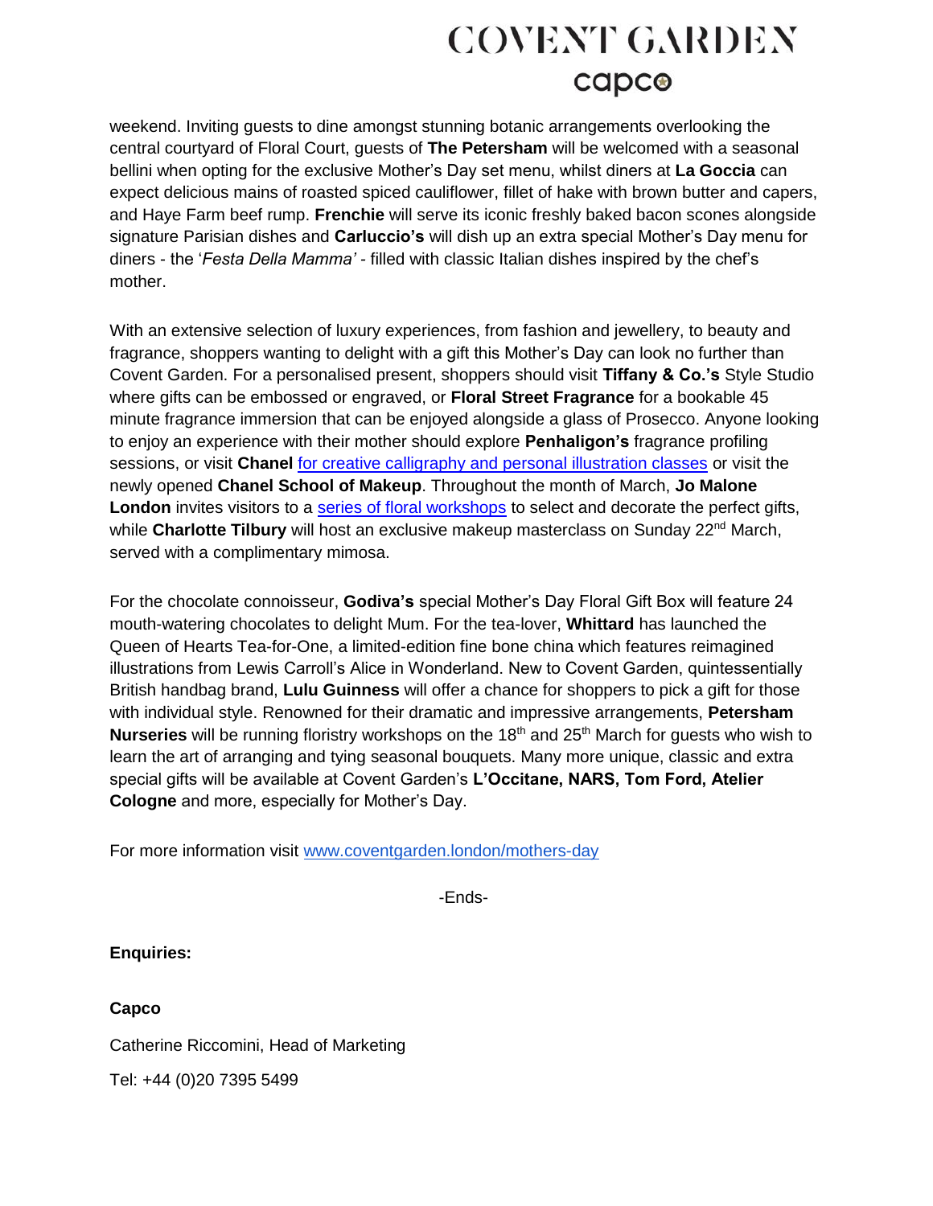weekend. Inviting guests to dine amongst stunning botanic arrangements overlooking the central courtyard of Floral Court, guests of **The Petersham** will be welcomed with a seasonal bellini when opting for the exclusive Mother's Day set menu, whilst diners at **La Goccia** can expect delicious mains of roasted spiced cauliflower, fillet of hake with brown butter and capers, and Haye Farm beef rump. **Frenchie** will serve its iconic freshly baked bacon scones alongside signature Parisian dishes and **Carluccio's** will dish up an extra special Mother's Day menu for diners - the '*Festa Della Mamma'* - filled with classic Italian dishes inspired by the chef's mother.

With an extensive selection of luxury experiences, from fashion and jewellery, to beauty and fragrance, shoppers wanting to delight with a gift this Mother's Day can look no further than Covent Garden. For a personalised present, shoppers should visit **Tiffany & Co.'s** Style Studio where gifts can be embossed or engraved, or **Floral Street Fragrance** for a bookable 45 minute fragrance immersion that can be enjoyed alongside a glass of Prosecco. Anyone looking to enjoy an experience with their mother should explore **Penhaligon's** fragrance profiling sessions, or visit **Chanel** for creative calligraphy and personal illustration classes or visit the newly opened **Chanel School of Makeup**. Throughout the month of March, **Jo Malone London** invites visitors to a series of floral workshops to select and decorate the perfect gifts, while **Charlotte Tilbury** will host an exclusive makeup masterclass on Sunday 22nd March, served with a complimentary mimosa.

For the chocolate connoisseur, **Godiva's** special Mother's Day Floral Gift Box will feature 24 mouth-watering chocolates to delight Mum. For the tea-lover, **Whittard** has launched the Queen of Hearts Tea-for-One, a limited-edition fine bone china which features reimagined illustrations from Lewis Carroll's Alice in Wonderland. New to Covent Garden, quintessentially British handbag brand, **Lulu Guinness** will offer a chance for shoppers to pick a gift for those with individual style. Renowned for their dramatic and impressive arrangements, **Petersham Nurseries** will be running floristry workshops on the 18th and 25th March for guests who wish to learn the art of arranging and tying seasonal bouquets. Many more unique, classic and extra special gifts will be available at Covent Garden's **L'Occitane, NARS, Tom Ford, Atelier Cologne** and more, especially for Mother's Day.

For more information visit www.coventgarden.london/mothers-day

-Ends-

**Enquiries:**

**Capco**

Catherine Riccomini, Head of Marketing

Tel: +44 (0)20 7395 5499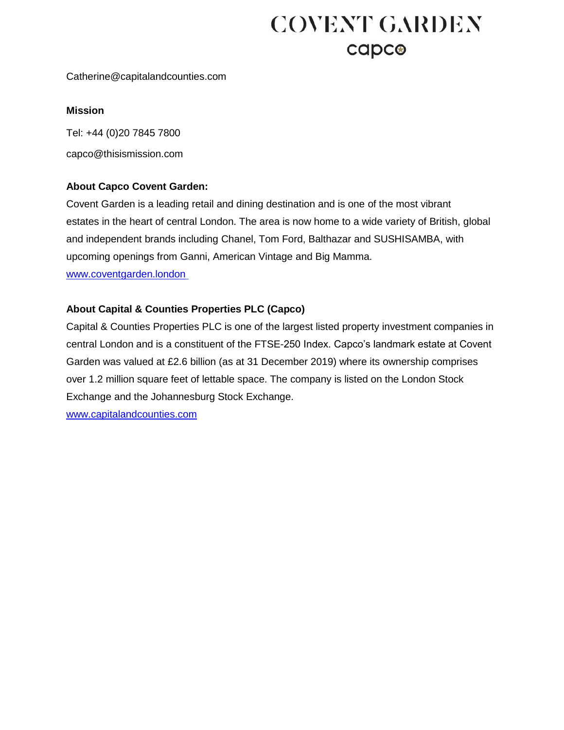Catherine@capitalandcounties.com

**Mission**

Tel: +44 (0)20 7845 7800

capco@thisismission.com

**About Capco Covent Garden:**

Covent Garden is a leading retail and dining destination and is one of the most vibrant estates in the heart of central London. The area is now home to a wide variety of British, global and independent brands including Chanel, Tom Ford, Balthazar and SUSHISAMBA, with upcoming openings from Ganni, American Vintage and Big Mamma.

[www.coventgarden.london](http://www.coventgarden.london)

**About Capital & Counties Properties PLC (Capco)**

Capital & Counties Properties PLC is one of the largest listed property investment companies in central London and is a constituent of the FTSE-250 Index. Capco's landmark estate at Covent Garden was valued at £2.6 billion (as at 31 December 2019) where its ownership comprises over 1.2 million square feet of lettable space. The company is listed on the London Stock Exchange and the Johannesburg Stock Exchange.

[www.capitalandcounties.com](http://www.capitalandcounties.com)